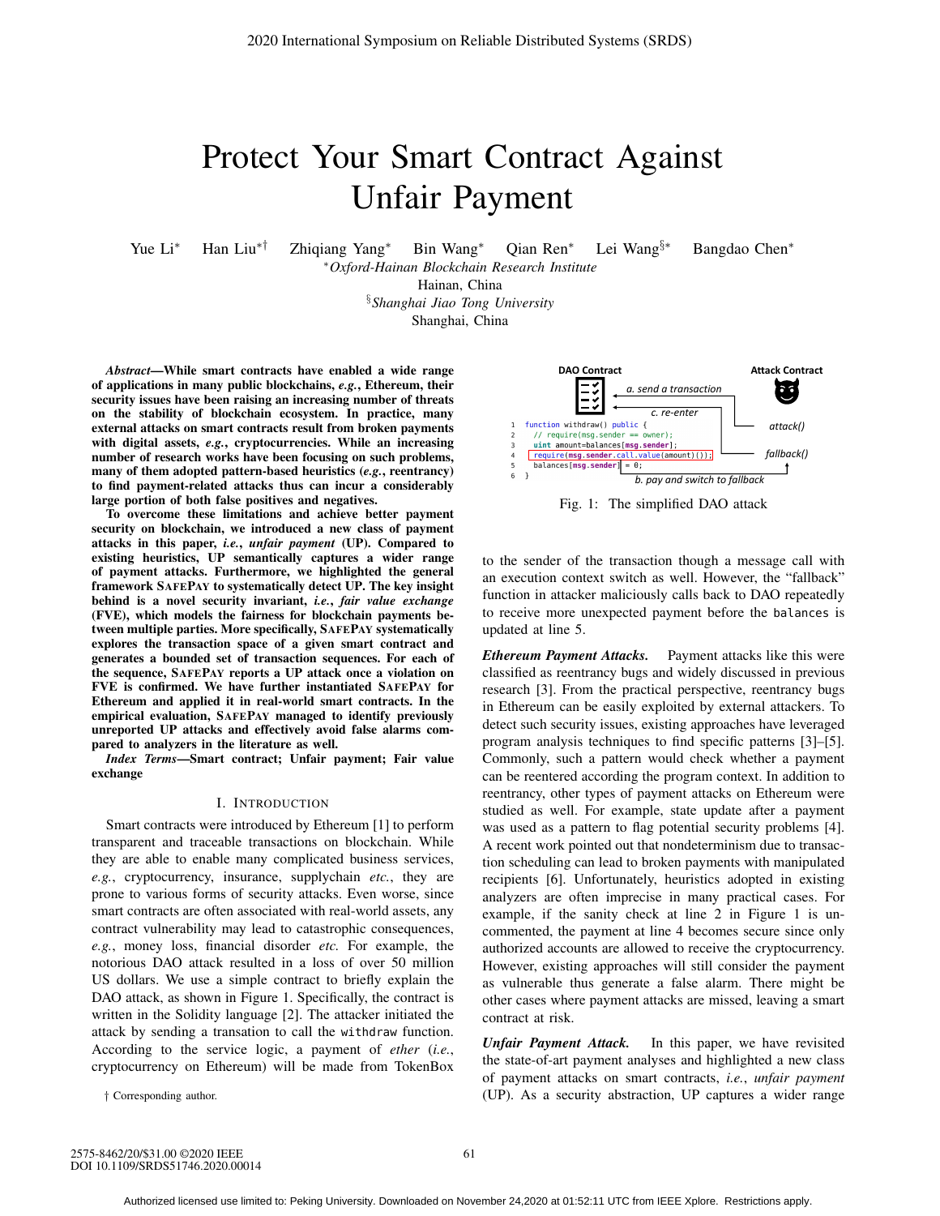# Protect Your Smart Contract Against Unfair Payment

Yue Li*, Han Liu*†, Zhiqiang Yang*, Bin Wang*, Qian Ren*, Lei Wang§*, Bangdao Chen*

*Oxford-Hainan Blockchain Research Institute
Hainan, China

§Shanghai Jiao Tong University
Shanghai, China

***Abstract*—While smart contracts have enabled a wide range of applications in many public blockchains, *e.g.*, Ethereum, their security issues have been raising an increasing number of threats on the stability of blockchain ecosystem. In practice, many external attacks on smart contracts result from broken payments with digital assets, *e.g.*, cryptocurrencies. While an increasing number of research works have been focusing on such problems, many of them adopted pattern-based heuristics (*e.g.*, reentrancy) to find payment-related attacks thus can incur a considerably large portion of both false positives and negatives.**

**To overcome these limitations and achieve better payment security on blockchain, we introduced a new class of payment attacks in this paper, *i.e.*, *unfair payment* (UP). Compared to existing heuristics, UP semantically captures a wider range of payment attacks. Furthermore, we highlighted the general framework SafePay to systematically detect UP. The key insight behind is a novel security invariant, *i.e.*, *fair value exchange* (FVE), which models the fairness for blockchain payments between multiple parties. More specifically, SafePay systematically explores the transaction space of a given smart contract and generates a bounded set of transaction sequences. For each of the sequence, SafePay reports a UP attack once a violation on FVE is confirmed. We have further instantiated SafePay for Ethereum and applied it in real-world smart contracts. In the empirical evaluation, SafePay managed to identify previously unreported UP attacks and effectively avoid false alarms compared to analyzers in the literature as well.**

***Index Terms*—Smart contract; Unfair payment; Fair value exchange**

## I. Introduction

Smart contracts were introduced by Ethereum [1] to perform transparent and traceable transactions on blockchain. While they are able to enable many complicated business services, *e.g.*, cryptocurrency, insurance, supplychain *etc.*, they are prone to various forms of security attacks. Even worse, since smart contracts are often associated with real-world assets, any contract vulnerability may lead to catastrophic consequences, *e.g.*, money loss, financial disorder *etc.* For example, the notorious DAO attack resulted in a loss of over 50 million US dollars. We use a simple contract to briefly explain the DAO attack, as shown in Figure 1. Specifically, the contract is written in the Solidity language [2]. The attacker initiated the attack by sending a transation to call the `withdraw` function. According to the service logic, a payment of *ether* (*i.e.*, cryptocurrency on Ethereum) will be made from TokenBox to the sender of the transaction though a message call with an execution context switch as well. However, the "fallback" function in attacker maliciously calls back to DAO repeatedly to receive more unexpected payment before the `balances` is updated at line 5.

DAO Contract — Attack Contract

a. send a transaction (attack()) · c. re-enter · b. pay and switch to fallback (fallback())

```
1  function withdraw() public {
2    // require(msg.sender == owner);
3    uint amount=balances[msg.sender];
4    require(msg.sender.call.value(amount)());
5    balances[msg.sender] = 0;
6  }
```

Fig. 1: The simplified DAO attack

***Ethereum Payment Attacks.*** Payment attacks like this were classified as reentrancy bugs and widely discussed in previous research [3]. From the practical perspective, reentrancy bugs in Ethereum can be easily exploited by external attackers. To detect such security issues, existing approaches have leveraged program analysis techniques to find specific patterns [3]–[5]. Commonly, such a pattern would check whether a payment can be reentered according the program context. In addition to reentrancy, other types of payment attacks on Ethereum were studied as well. For example, state update after a payment was used as a pattern to flag potential security problems [4]. A recent work pointed out that nondeterminism due to transaction scheduling can lead to broken payments with manipulated recipients [6]. Unfortunately, heuristics adopted in existing analyzers are often imprecise in many practical cases. For example, if the sanity check at line 2 in Figure 1 is uncommented, the payment at line 4 becomes secure since only authorized accounts are allowed to receive the cryptocurrency. However, existing approaches will still consider the payment as vulnerable thus generate a false alarm. There might be other cases where payment attacks are missed, leaving a smart contract at risk.

***Unfair Payment Attack.*** In this paper, we have revisited the state-of-art payment analyses and highlighted a new class of payment attacks on smart contracts, *i.e.*, *unfair payment* (UP). As a security abstraction, UP captures a wider range

† Corresponding author.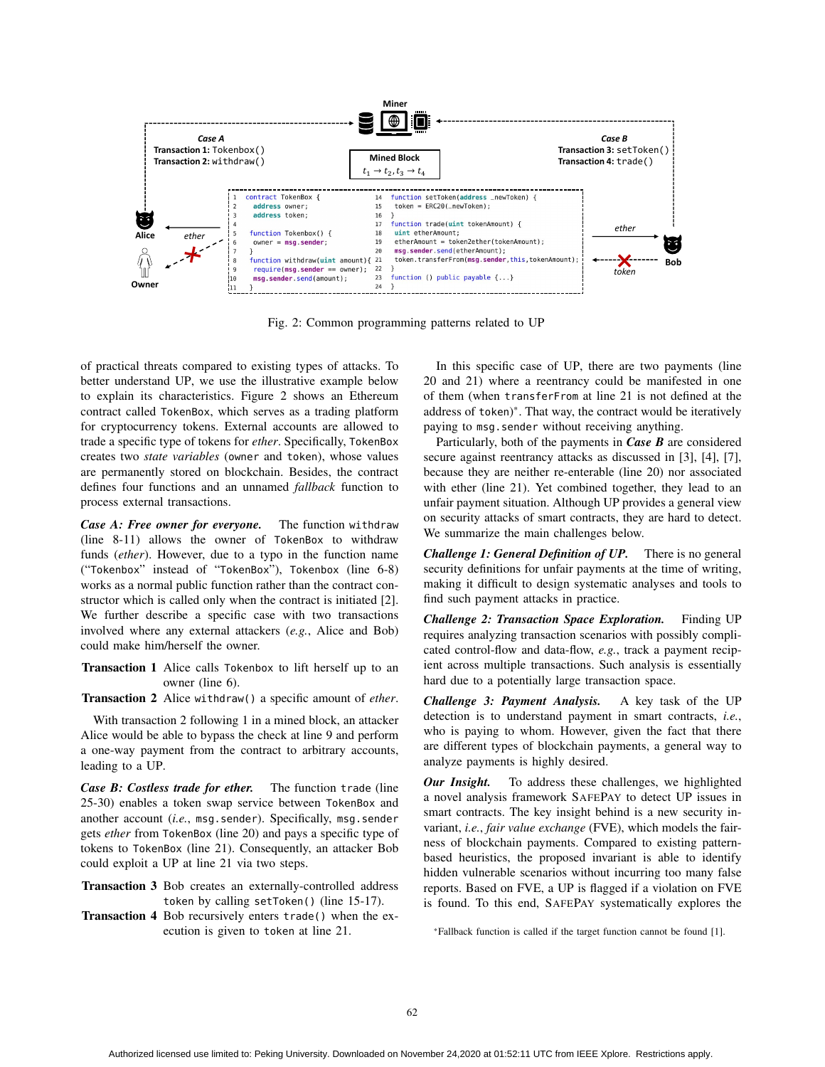Fig. 2: Common programming patterns related to UP

of practical threats compared to existing types of attacks. To better understand UP, we use the illustrative example below to explain its characteristics. Figure 2 shows an Ethereum contract called `TokenBox`, which serves as a trading platform for cryptocurrency tokens. External accounts are allowed to trade a specific type of tokens for *ether*. Specifically, `TokenBox` creates two *state variables* (`owner` and `token`), whose values are permanently stored on blockchain. Besides, the contract defines four functions and an unnamed *fallback* function to process external transactions.

***Case A: Free owner for everyone.*** The function `withdraw` (line 8-11) allows the owner of `TokenBox` to withdraw funds (*ether*). However, due to a typo in the function name ("`Tokenbox`" instead of "`TokenBox`"), `Tokenbox` (line 6-8) works as a normal public function rather than the contract constructor which is called only when the contract is initiated [2]. We further describe a specific case with two transactions involved where any external attackers (*e.g.*, Alice and Bob) could make him/herself the owner.

**Transaction 1** Alice calls `Tokenbox` to lift herself up to an owner (line 6).

**Transaction 2** Alice `withdraw()` a specific amount of *ether*.

With transaction 2 following 1 in a mined block, an attacker Alice would be able to bypass the check at line 9 and perform a one-way payment from the contract to arbitrary accounts, leading to a UP.

***Case B: Costless trade for ether.*** The function `trade` (line 25-30) enables a token swap service between `TokenBox` and another account (*i.e.*, `msg.sender`). Specifically, `msg.sender` gets *ether* from `TokenBox` (line 20) and pays a specific type of tokens to `TokenBox` (line 21). Consequently, an attacker Bob could exploit a UP at line 21 via two steps.

**Transaction 3** Bob creates an externally-controlled address `token` by calling `setToken()` (line 15-17).

**Transaction 4** Bob recursively enters `trade()` when the execution is given to `token` at line 21.

In this specific case of UP, there are two payments (line 20 and 21) where a reentrancy could be manifested in one of them (when `transferFrom` at line 21 is not defined at the address of `token`)*. That way, the contract would be iteratively paying to `msg.sender` without receiving anything.

Particularly, both of the payments in ***Case B*** are considered secure against reentrancy attacks as discussed in [3], [4], [7], because they are neither re-enterable (line 20) nor associated with ether (line 21). Yet combined together, they lead to an unfair payment situation. Although UP provides a general view on security attacks of smart contracts, they are hard to detect. We summarize the main challenges below.

***Challenge 1: General Definition of UP.*** There is no general security definitions for unfair payments at the time of writing, making it difficult to design systematic analyses and tools to find such payment attacks in practice.

***Challenge 2: Transaction Space Exploration.*** Finding UP requires analyzing transaction scenarios with possibly complicated control-flow and data-flow, *e.g.*, track a payment recipient across multiple transactions. Such analysis is essentially hard due to a potentially large transaction space.

***Challenge 3: Payment Analysis.*** A key task of the UP detection is to understand payment in smart contracts, *i.e.*, who is paying to whom. However, given the fact that there are different types of blockchain payments, a general way to analyze payments is highly desired.

***Our Insight.*** To address these challenges, we highlighted a novel analysis framework SAFEPAY to detect UP issues in smart contracts. The key insight behind is a new security invariant, *i.e.*, *fair value exchange* (FVE), which models the fairness of blockchain payments. Compared to existing pattern-based heuristics, the proposed invariant is able to identify hidden vulnerable scenarios without incurring too many false reports. Based on FVE, a UP is flagged if a violation on FVE is found. To this end, SAFEPAY systematically explores the

*Fallback function is called if the target function cannot be found [1].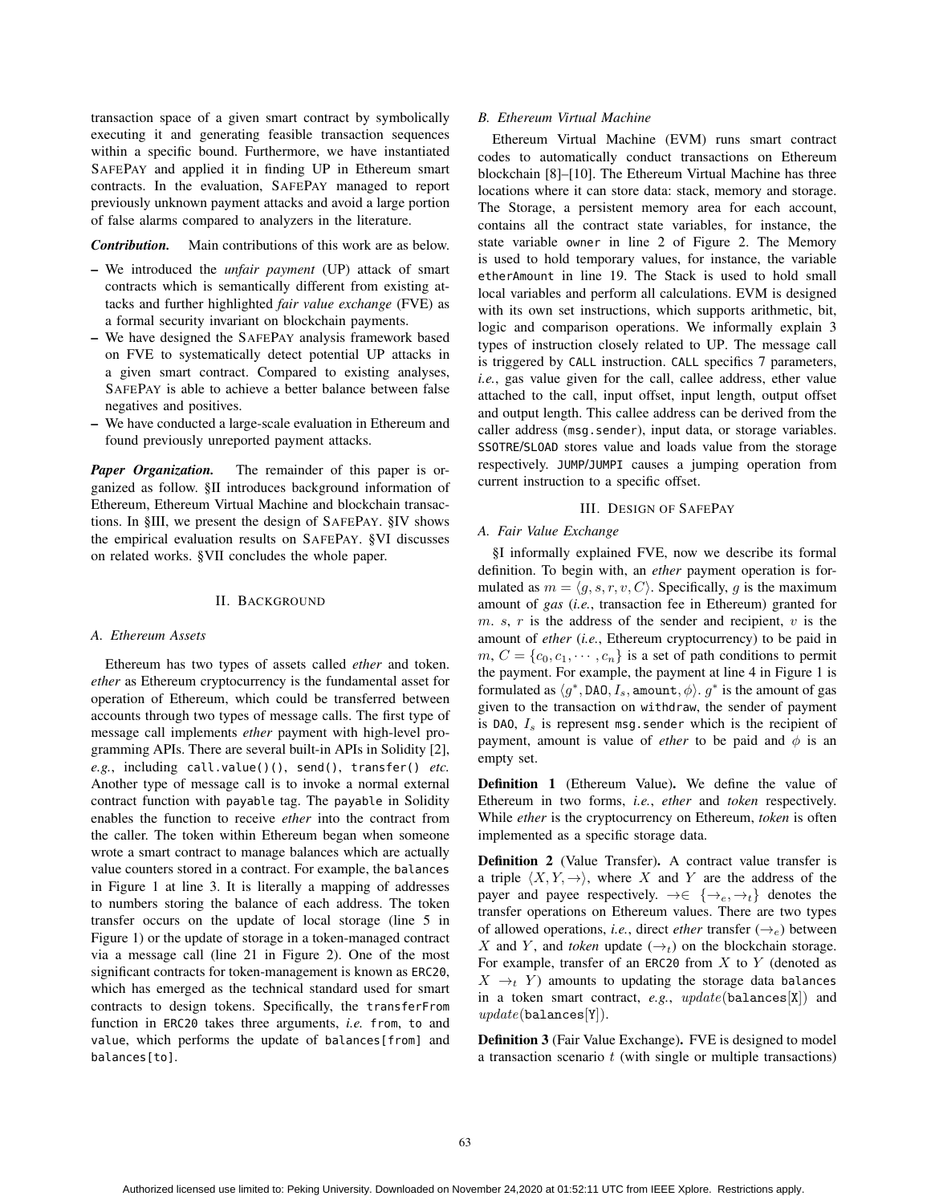transaction space of a given smart contract by symbolically executing it and generating feasible transaction sequences within a specific bound. Furthermore, we have instantiated SAFEPAY and applied it in finding UP in Ethereum smart contracts. In the evaluation, SAFEPAY managed to report previously unknown payment attacks and avoid a large portion of false alarms compared to analyzers in the literature.

***Contribution.*** Main contributions of this work are as below.

- We introduced the *unfair payment* (UP) attack of smart contracts which is semantically different from existing attacks and further highlighted *fair value exchange* (FVE) as a formal security invariant on blockchain payments.
- We have designed the SAFEPAY analysis framework based on FVE to systematically detect potential UP attacks in a given smart contract. Compared to existing analyses, SAFEPAY is able to achieve a better balance between false negatives and positives.
- We have conducted a large-scale evaluation in Ethereum and found previously unreported payment attacks.

***Paper Organization.*** The remainder of this paper is organized as follow. §II introduces background information of Ethereum, Ethereum Virtual Machine and blockchain transactions. In §III, we present the design of SAFEPAY. §IV shows the empirical evaluation results on SAFEPAY. §VI discusses on related works. §VII concludes the whole paper.

## II. BACKGROUND

### A. Ethereum Assets

Ethereum has two types of assets called *ether* and token. *ether* as Ethereum cryptocurrency is the fundamental asset for operation of Ethereum, which could be transferred between accounts through two types of message calls. The first type of message call implements *ether* payment with high-level programming APIs. There are several built-in APIs in Solidity [2], *e.g.*, including `call.value()()`, `send()`, `transfer()` *etc.* Another type of message call is to invoke a normal external contract function with `payable` tag. The `payable` in Solidity enables the function to receive *ether* into the contract from the caller. The token within Ethereum began when someone wrote a smart contract to manage balances which are actually value counters stored in a contract. For example, the `balances` in Figure 1 at line 3. It is literally a mapping of addresses to numbers storing the balance of each address. The token transfer occurs on the update of local storage (line 5 in Figure 1) or the update of storage in a token-managed contract via a message call (line 21 in Figure 2). One of the most significant contracts for token-management is known as `ERC20`, which has emerged as the technical standard used for smart contracts to design tokens. Specifically, the `transferFrom` function in `ERC20` takes three arguments, *i.e.* `from`, `to` and `value`, which performs the update of `balances[from]` and `balances[to]`.

### B. Ethereum Virtual Machine

Ethereum Virtual Machine (EVM) runs smart contract codes to automatically conduct transactions on Ethereum blockchain [8]–[10]. The Ethereum Virtual Machine has three locations where it can store data: stack, memory and storage. The Storage, a persistent memory area for each account, contains all the contract state variables, for instance, the state variable `owner` in line 2 of Figure 2. The Memory is used to hold temporary values, for instance, the variable `etherAmount` in line 19. The Stack is used to hold small local variables and perform all calculations. EVM is designed with its own set instructions, which supports arithmetic, bit, logic and comparison operations. We informally explain 3 types of instruction closely related to UP. The message call is triggered by `CALL` instruction. `CALL` specifics 7 parameters, *i.e.*, gas value given for the call, callee address, ether value attached to the call, input offset, input length, output offset and output length. This callee address can be derived from the caller address (`msg.sender`), input data, or storage variables. `SSOTRE`/`SLOAD` stores value and loads value from the storage respectively. `JUMP`/`JUMPI` causes a jumping operation from current instruction to a specific offset.

## III. DESIGN OF SAFEPAY

### A. Fair Value Exchange

§I informally explained FVE, now we describe its formal definition. To begin with, an *ether* payment operation is formulated as $m = \langle g, s, r, v, C \rangle$. Specifically, $g$ is the maximum amount of *gas* (*i.e.*, transaction fee in Ethereum) granted for $m$. $s$, $r$ is the address of the sender and recipient, $v$ is the amount of *ether* (*i.e.*, Ethereum cryptocurrency) to be paid in $m$, $C = \{c_0, c_1, \cdots, c_n\}$ is a set of path conditions to permit the payment. For example, the payment at line 4 in Figure 1 is formulated as $\langle g^*, \texttt{DAO}, I_s, \texttt{amount}, \phi \rangle$. $g^*$ is the amount of gas given to the transaction on `withdraw`, the sender of payment is `DAO`, $I_s$ is represent `msg.sender` which is the recipient of payment, `amount` is value of *ether* to be paid and $\phi$ is an empty set.

**Definition 1** (Ethereum Value)**.** We define the value of Ethereum in two forms, *i.e.*, *ether* and *token* respectively. While *ether* is the cryptocurrency on Ethereum, *token* is often implemented as a specific storage data.

**Definition 2** (Value Transfer)**.** A contract value transfer is a triple $\langle X, Y, \rightarrow \rangle$, where $X$ and $Y$ are the address of the payer and payee respectively. $\rightarrow \in \{\rightarrow_e, \rightarrow_t\}$ denotes the transfer operations on Ethereum values. There are two types of allowed operations, *i.e.*, direct *ether* transfer ($\rightarrow_e$) between $X$ and $Y$, and *token* update ($\rightarrow_t$) on the blockchain storage. For example, transfer of an `ERC20` from $X$ to $Y$ (denoted as $X \rightarrow_t Y$) amounts to updating the storage data `balances` in a token smart contract, *e.g.*, $update(\texttt{balances[X]})$ and $update(\texttt{balances[Y]})$.

**Definition 3** (Fair Value Exchange)**.** FVE is designed to model a transaction scenario $t$ (with single or multiple transactions)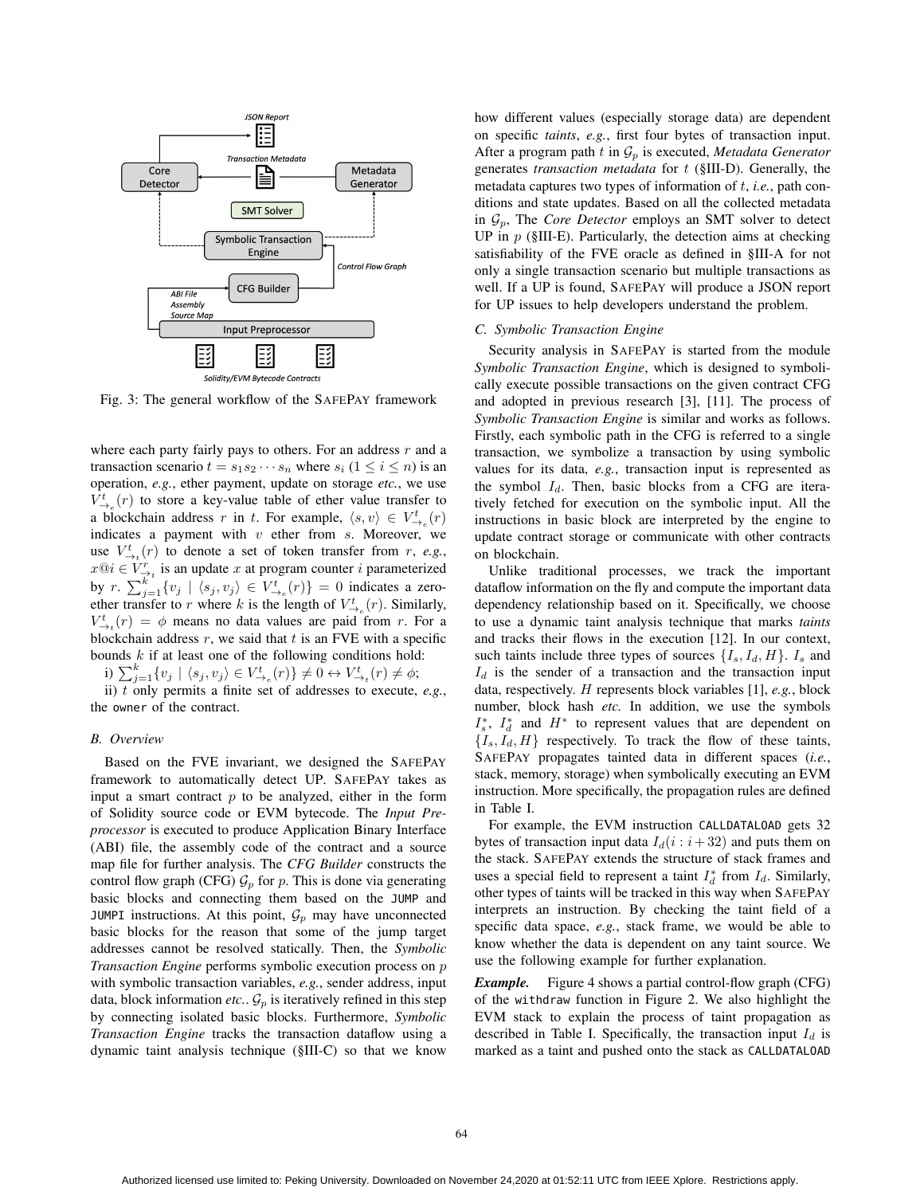Fig. 3: The general workflow of the SAFEPAY framework

where each party fairly pays to others. For an address $r$ and a transaction scenario $t = s_1 s_2 \cdots s_n$ where $s_i$ $(1 \leq i \leq n)$ is an operation, *e.g.*, ether payment, update on storage *etc.*, we use $V^t_{\rightarrow_e}(r)$ to store a key-value table of ether value transfer to a blockchain address $r$ in $t$. For example, $\langle s, v \rangle \in V^t_{\rightarrow_e}(r)$ indicates a payment with $v$ ether from $s$. Moreover, we use $V^t_{\rightarrow_t}(r)$ to denote a set of token transfer from $r$, *e.g.*, $x@i \in V^r_{\rightarrow_t}$ is an update $x$ at program counter $i$ parameterized by $r$. $\sum_{j=1}^{k}\{v_j \mid \langle s_j, v_j \rangle \in V^t_{\rightarrow_e}(r)\} = 0$ indicates a zero-ether transfer to $r$ where $k$ is the length of $V^t_{\rightarrow_e}(r)$. Similarly, $V^t_{\rightarrow_t}(r) = \phi$ means no data values are paid from $r$. For a blockchain address $r$, we said that $t$ is an FVE with a specific bounds $k$ if at least one of the following conditions hold:

i) $\sum_{j=1}^{k}\{v_j \mid \langle s_j, v_j \rangle \in V^t_{\rightarrow_e}(r)\} \neq 0 \leftrightarrow V^t_{\rightarrow_t}(r) \neq \phi$;

ii) $t$ only permits a finite set of addresses to execute, *e.g.*, the `owner` of the contract.

### B. Overview

Based on the FVE invariant, we designed the SAFEPAY framework to automatically detect UP. SAFEPAY takes as input a smart contract $p$ to be analyzed, either in the form of Solidity source code or EVM bytecode. The *Input Preprocessor* is executed to produce Application Binary Interface (ABI) file, the assembly code of the contract and a source map file for further analysis. The *CFG Builder* constructs the control flow graph (CFG) $\mathcal{G}_p$ for $p$. This is done via generating basic blocks and connecting them based on the `JUMP` and `JUMPI` instructions. At this point, $\mathcal{G}_p$ may have unconnected basic blocks for the reason that some of the jump target addresses cannot be resolved statically. Then, the *Symbolic Transaction Engine* performs symbolic execution process on $p$ with symbolic transaction variables, *e.g.*, sender address, input data, block information *etc.*. $\mathcal{G}_p$ is iteratively refined in this step by connecting isolated basic blocks. Furthermore, *Symbolic Transaction Engine* tracks the transaction dataflow using a dynamic taint analysis technique (§III-C) so that we know how different values (especially storage data) are dependent on specific *taints*, *e.g.*, first four bytes of transaction input. After a program path $t$ in $\mathcal{G}_p$ is executed, *Metadata Generator* generates *transaction metadata* for $t$ (§III-D). Generally, the metadata captures two types of information of $t$, *i.e.*, path conditions and state updates. Based on all the collected metadata in $\mathcal{G}_p$, The *Core Detector* employs an SMT solver to detect UP in $p$ (§III-E). Particularly, the detection aims at checking satisfiability of the FVE oracle as defined in §III-A for not only a single transaction scenario but multiple transactions as well. If a UP is found, SAFEPAY will produce a JSON report for UP issues to help developers understand the problem.

### C. Symbolic Transaction Engine

Security analysis in SAFEPAY is started from the module *Symbolic Transaction Engine*, which is designed to symbolically execute possible transactions on the given contract CFG and adopted in previous research [3], [11]. The process of *Symbolic Transaction Engine* is similar and works as follows. Firstly, each symbolic path in the CFG is referred to a single transaction, we symbolize a transaction by using symbolic values for its data, *e.g.*, transaction input is represented as the symbol $I_d$. Then, basic blocks from a CFG are iteratively fetched for execution on the symbolic input. All the instructions in basic block are interpreted by the engine to update contract storage or communicate with other contracts on blockchain.

Unlike traditional processes, we track the important dataflow information on the fly and compute the important data dependency relationship based on it. Specifically, we choose to use a dynamic taint analysis technique that marks *taints* and tracks their flows in the execution [12]. In our context, such taints include three types of sources $\{I_s, I_d, H\}$. $I_s$ and $I_d$ is the sender of a transaction and the transaction input data, respectively. $H$ represents block variables [1], *e.g.*, block number, block hash *etc.* In addition, we use the symbols $I_s^*$, $I_d^*$ and $H^*$ to represent values that are dependent on $\{I_s, I_d, H\}$ respectively. To track the flow of these taints, SAFEPAY propagates tainted data in different spaces (*i.e.*, stack, memory, storage) when symbolically executing an EVM instruction. More specifically, the propagation rules are defined in Table I.

For example, the EVM instruction `CALLDATALOAD` gets 32 bytes of transaction input data $I_d(i : i+32)$ and puts them on the stack. SAFEPAY extends the structure of stack frames and uses a special field to represent a taint $I_d^*$ from $I_d$. Similarly, other types of taints will be tracked in this way when SAFEPAY interprets an instruction. By checking the taint field of a specific data space, *e.g.*, stack frame, we would be able to know whether the data is dependent on any taint source. We use the following example for further explanation.

***Example.*** Figure 4 shows a partial control-flow graph (CFG) of the `withdraw` function in Figure 2. We also highlight the EVM stack to explain the process of taint propagation as described in Table I. Specifically, the transaction input $I_d$ is marked as a taint and pushed onto the stack as `CALLDATALOAD`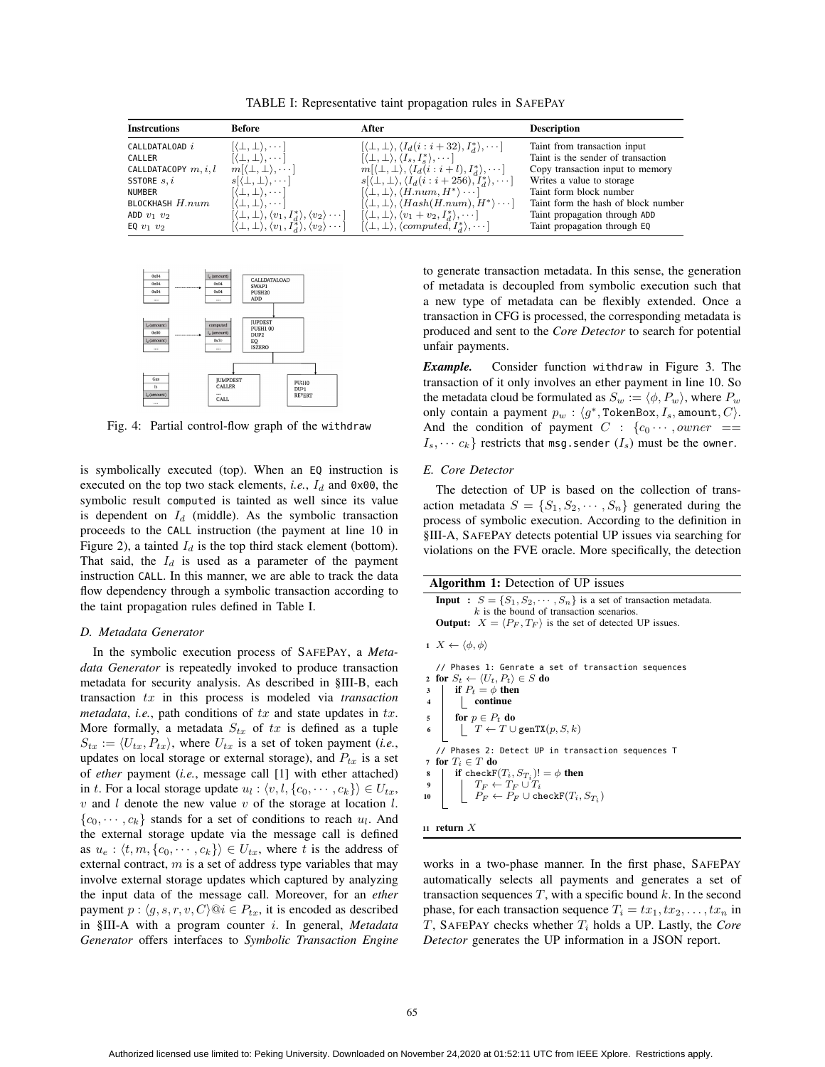TABLE I: Representative taint propagation rules in SAFEPAY

| Instrcutions | Before | After | Description |
|---|---|---|---|
| CALLDATALOAD $i$ | $[\langle\perp,\perp\rangle,\cdots]$ | $[\langle\perp,\perp\rangle,\langle I_d(i:i+32),I_d^*\rangle,\cdots]$ | Taint from transaction input |
| CALLER | $[\langle\perp,\perp\rangle,\cdots]$ | $[\langle\perp,\perp\rangle,\langle I_s,I_s^*\rangle,\cdots]$ | Taint is the sender of transaction |
| CALLDATACOPY $m,i,l$ | $m[\langle\perp,\perp\rangle,\cdots]$ | $m[\langle\perp,\perp\rangle,\langle I_d(i:i+l),I_d^*\rangle,\cdots]$ | Copy transaction input to memory |
| SSTORE $s,i$ | $s[\langle\perp,\perp\rangle,\cdots]$ | $s[\langle\perp,\perp\rangle,\langle I_d(i:i+256),I_d^*\rangle,\cdots]$ | Writes a value to storage |
| NUMBER | $[\langle\perp,\perp\rangle,\cdots]$ | $[\langle\perp,\perp\rangle,\langle H.num,H^*\rangle\cdots]$ | Taint form block number |
| BLOCKHASH $H.num$ | $[\langle\perp,\perp\rangle,\cdots]$ | $[\langle\perp,\perp\rangle,\langle Hash(H.num),H^*\rangle\cdots]$ | Taint form the hash of block number |
| ADD $v_1$ $v_2$ | $[\langle\perp,\perp\rangle,\langle v_1,I_d^*\rangle,\langle v_2\rangle\cdots]$ | $[\langle\perp,\perp\rangle,\langle v_1+v_2,I_d^*\rangle,\cdots]$ | Taint propagation through ADD |
| EQ $v_1$ $v_2$ | $[\langle\perp,\perp\rangle,\langle v_1,I_d^*\rangle,\langle v_2\rangle\cdots]$ | $[\langle\perp,\perp\rangle,\langle computed,I_d^*\rangle,\cdots]$ | Taint propagation through EQ |

Fig. 4: Partial control-flow graph of the withdraw

is symbolically executed (top). When an EQ instruction is executed on the top two stack elements, *i.e.*, $I_d$ and 0x00, the symbolic result computed is tainted as well since its value is dependent on $I_d$ (middle). As the symbolic transaction proceeds to the CALL instruction (the payment at line 10 in Figure 2), a tainted $I_d$ is the top third stack element (bottom). That said, the $I_d$ is used as a parameter of the payment instruction CALL. In this manner, we are able to track the data flow dependency through a symbolic transaction according to the taint propagation rules defined in Table I.

### D. Metadata Generator

In the symbolic execution process of SAFEPAY, a *Metadata Generator* is repeatedly invoked to produce transaction metadata for security analysis. As described in §III-B, each transaction $tx$ in this process is modeled via *transaction metadata*, *i.e.*, path conditions of $tx$ and state updates in $tx$. More formally, a metadata $S_{tx}$ of $tx$ is defined as a tuple $S_{tx} := \langle U_{tx}, P_{tx}\rangle$, where $U_{tx}$ is a set of token payment (*i.e.*, updates on local storage or external storage), and $P_{tx}$ is a set of *ether* payment (*i.e.*, message call [1] with ether attached) in $t$. For a local storage update $u_l : \langle v, l, \{c_0, \cdots, c_k\}\rangle \in U_{tx}$, $v$ and $l$ denote the new value $v$ of the storage at location $l$. $\{c_0, \cdots, c_k\}$ stands for a set of conditions to reach $u_l$. And the external storage update via the message call is defined as $u_e : \langle t, m, \{c_0, \cdots, c_k\}\rangle \in U_{tx}$, where $t$ is the address of external contract, $m$ is a set of address type variables that may involve external storage updates which captured by analyzing the input data of the message call. Moreover, for an *ether* payment $p : \langle g, s, r, v, C\rangle @i \in P_{tx}$, it is encoded as described in §III-A with a program counter $i$. In general, *Metadata Generator* offers interfaces to *Symbolic Transaction Engine* to generate transaction metadata. In this sense, the generation of metadata is decoupled from symbolic execution such that a new type of metadata can be flexibly extended. Once a transaction in CFG is processed, the corresponding metadata is produced and sent to the *Core Detector* to search for potential unfair payments.

***Example.*** Consider function withdraw in Figure 3. The transaction of it only involves an ether payment in line 10. So the metadata cloud be formulated as $S_w := \langle \phi, P_w\rangle$, where $P_w$ only contain a payment $p_w : \langle g^*, \texttt{TokenBox}, I_s, \texttt{amount}, C\rangle$. And the condition of payment $C : \{c_0 \cdots, owner == I_s, \cdots c_k\}$ restricts that msg.sender ($I_s$) must be the owner.

### E. Core Detector

The detection of UP is based on the collection of transaction metadata $S = \{S_1, S_2, \cdots, S_n\}$ generated during the process of symbolic execution. According to the definition in §III-A, SAFEPAY detects potential UP issues via searching for violations on the FVE oracle. More specifically, the detection

**Algorithm 1:** Detection of UP issues

```
Input : S = {S_1, S_2, ..., S_n} is a set of transaction metadata.
        k is the bound of transaction scenarios.
Output: X = <P_F, T_F> is the set of detected UP issues.

1  X ← <φ, φ>
   // Phases 1: Genrate a set of transaction sequences
2  for S_t ← <U_t, P_t> ∈ S do
3      if P_t = φ then
4          continue
5      for p ∈ P_t do
6          T ← T ∪ genTX(p, S, k)
   // Phases 2: Detect UP in transaction sequences T
7  for T_i ∈ T do
8      if checkF(T_i, S_{T_i}) != φ then
9          T_F ← T_F ∪ T_i
10         P_F ← P_F ∪ checkF(T_i, S_{T_i})
11 return X
```

works in a two-phase manner. In the first phase, SAFEPAY automatically selects all payments and generates a set of transaction sequences $T$, with a specific bound $k$. In the second phase, for each transaction sequence $T_i = tx_1, tx_2, \ldots, tx_n$ in $T$, SAFEPAY checks whether $T_i$ holds a UP. Lastly, the *Core Detector* generates the UP information in a JSON report.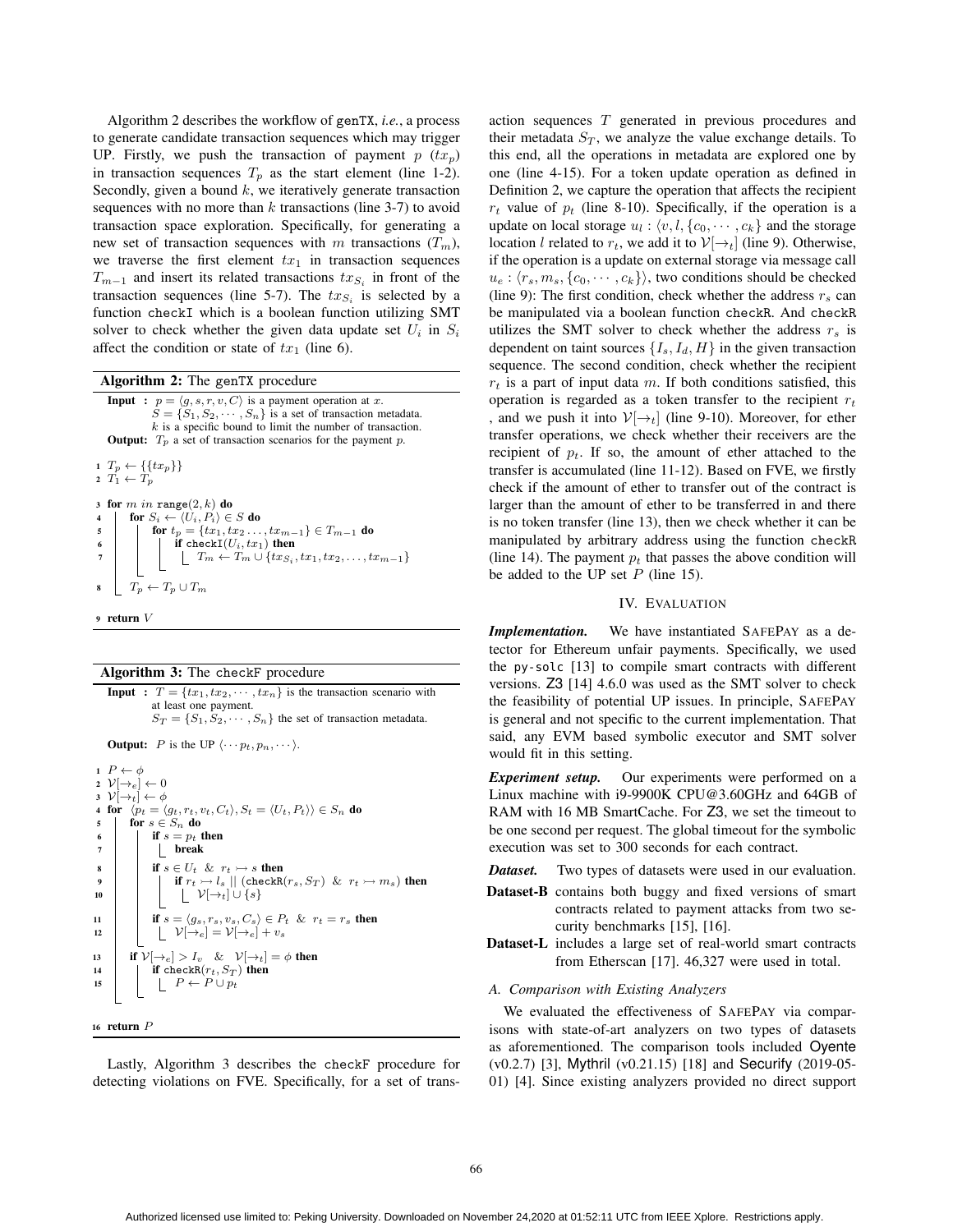Algorithm 2 describes the workflow of genTX, *i.e.*, a process to generate candidate transaction sequences which may trigger UP. Firstly, we push the transaction of payment $p$ ($tx_p$) in transaction sequences $T_p$ as the start element (line 1-2). Secondly, given a bound $k$, we iteratively generate transaction sequences with no more than $k$ transactions (line 3-7) to avoid transaction space exploration. Specifically, for generating a new set of transaction sequences with $m$ transactions ($T_m$), we traverse the first element $tx_1$ in transaction sequences $T_{m-1}$ and insert its related transactions $tx_{S_i}$ in front of the transaction sequences (line 5-7). The $tx_{S_i}$ is selected by a function checkI which is a boolean function utilizing SMT solver to check whether the given data update set $U_i$ in $S_i$ affect the condition or state of $tx_1$ (line 6).

**Algorithm 2:** The genTX procedure

```
Input : p = ⟨g, s, r, v, C⟩ is a payment operation at x.
        S = {S_1, S_2, ···, S_n} is a set of transaction metadata.
        k is a specific bound to limit the number of transaction.
Output: T_p a set of transaction scenarios for the payment p.

1 T_p ← {{tx_p}}
2 T_1 ← T_p

3 for m in range(2, k) do
4     for S_i ← ⟨U_i, P_i⟩ ∈ S do
5         for t_p = {tx_1, tx_2 ..., tx_{m-1}} ∈ T_{m-1} do
6             if checkI(U_i, tx_1) then
7                 T_m ← T_m ∪ {tx_{S_i}, tx_1, tx_2, ..., tx_{m-1}}
8     T_p ← T_p ∪ T_m

9 return V
```

**Algorithm 3:** The checkF procedure

```
Input : T = {tx_1, tx_2, ···, tx_n} is the transaction scenario with
        at least one payment.
        S_T = {S_1, S_2, ···, S_n} the set of transaction metadata.
Output: P is the UP ⟨··· p_t, p_n, ···⟩.

1 P ← φ
2 V[→_e] ← 0
3 V[→_t] ← φ
4 for ⟨p_t = ⟨g_t, r_t, v_t, C_t⟩, S_t = ⟨U_t, P_t⟩⟩ ∈ S_n do
5     for s ∈ S_n do
6         if s = p_t then
7             break
8         if s ∈ U_t & r_t ↣ s then
9             if r_t ↣ l_s || (checkR(r_s, S_T) & r_t ↣ m_s) then
10                V[→_t] ∪ {s}
11        if s = ⟨g_s, r_s, v_s, C_s⟩ ∈ P_t & r_t = r_s then
12            V[→_e] = V[→_e] + v_s
13    if V[→_e] > I_v & V[→_t] = φ then
14        if checkR(r_t, S_T) then
15            P ← P ∪ p_t

16 return P
```

Lastly, Algorithm 3 describes the checkF procedure for detecting violations on FVE. Specifically, for a set of transaction sequences $T$ generated in previous procedures and their metadata $S_T$, we analyze the value exchange details. To this end, all the operations in metadata are explored one by one (line 4-15). For a token update operation as defined in Definition 2, we capture the operation that affects the recipient $r_t$ value of $p_t$ (line 8-10). Specifically, if the operation is a update on local storage $u_l : \langle v, l, \{c_0, \cdots, c_k\}$ and the storage location $l$ related to $r_t$, we add it to $\mathcal{V}[\rightarrow_t]$ (line 9). Otherwise, if the operation is a update on external storage via message call $u_e : \langle r_s, m_s, \{c_0, \cdots, c_k\}\rangle$, two conditions should be checked (line 9): The first condition, check whether the address $r_s$ can be manipulated via a boolean function checkR. And checkR utilizes the SMT solver to check whether the address $r_s$ is dependent on taint sources $\{I_s, I_d, H\}$ in the given transaction sequence. The second condition, check whether the recipient $r_t$ is a part of input data $m$. If both conditions satisfied, this operation is regarded as a token transfer to the recipient $r_t$ , and we push it into $\mathcal{V}[\rightarrow_t]$ (line 9-10). Moreover, for other transfer operations, we check whether their receivers are the recipient of $p_t$. If so, the amount of ether attached to the transfer is accumulated (line 11-12). Based on FVE, we firstly check if the amount of ether to transfer out of the contract is larger than the amount of ether to be transferred in and there is no token transfer (line 13), then we check whether it can be manipulated by arbitrary address using the function checkR (line 14). The payment $p_t$ that passes the above condition will be added to the UP set $P$ (line 15).

## IV. Evaluation

***Implementation.*** We have instantiated SafePay as a detector for Ethereum unfair payments. Specifically, we used the py-solc [13] to compile smart contracts with different versions. Z3 [14] 4.6.0 was used as the SMT solver to check the feasibility of potential UP issues. In principle, SafePay is general and not specific to the current implementation. That said, any EVM based symbolic executor and SMT solver would fit in this setting.

***Experiment setup.*** Our experiments were performed on a Linux machine with i9-9900K CPU@3.60GHz and 64GB of RAM with 16 MB SmartCache. For Z3, we set the timeout to be one second per request. The global timeout for the symbolic execution was set to 300 seconds for each contract.

***Dataset.*** Two types of datasets were used in our evaluation.

- **Dataset-B** contains both buggy and fixed versions of smart contracts related to payment attacks from two security benchmarks [15], [16].
- **Dataset-L** includes a large set of real-world smart contracts from Etherscan [17]. 46,327 were used in total.

### A. Comparison with Existing Analyzers

We evaluated the effectiveness of SafePay via comparisons with state-of-art analyzers on two types of datasets as aforementioned. The comparison tools included Oyente (v0.2.7) [3], Mythril (v0.21.15) [18] and Securify (2019-05-01) [4]. Since existing analyzers provided no direct support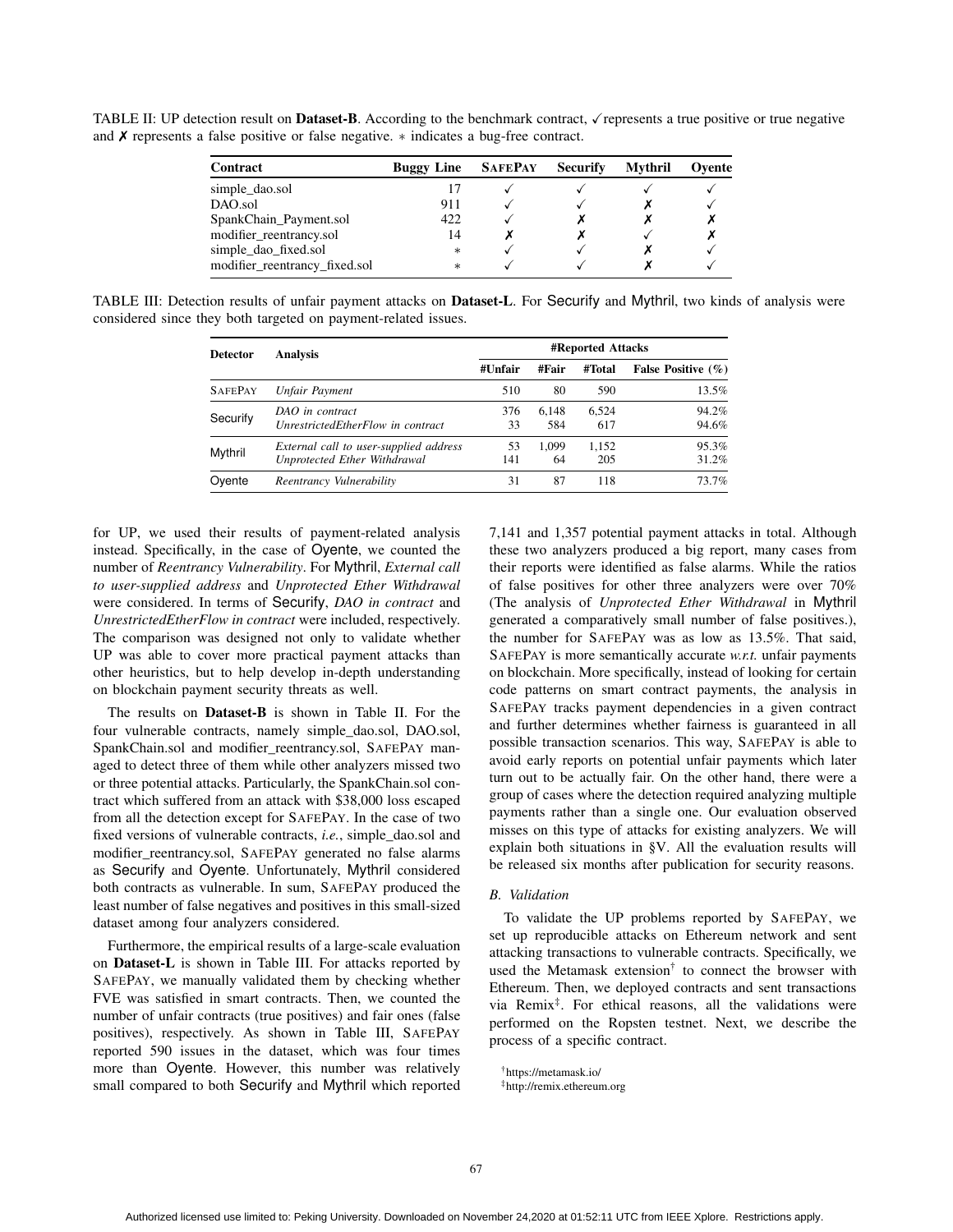TABLE II: UP detection result on **Dataset-B**. According to the benchmark contract, ✓ represents a true positive or true negative and ✗ represents a false positive or false negative. ∗ indicates a bug-free contract.

| Contract | Buggy Line | SAFEPAY | Securify | Mythril | Oyente |
|---|---|---|---|---|---|
| simple_dao.sol | 17 | ✓ | ✓ | ✓ | ✓ |
| DAO.sol | 911 | ✓ | ✓ | ✗ | ✓ |
| SpankChain_Payment.sol | 422 | ✓ | ✗ | ✗ | ✗ |
| modifier_reentrancy.sol | 14 | ✗ | ✗ | ✓ | ✗ |
| simple_dao_fixed.sol | ∗ | ✓ | ✓ | ✗ | ✓ |
| modifier_reentrancy_fixed.sol | ∗ | ✓ | ✓ | ✗ | ✓ |

TABLE III: Detection results of unfair payment attacks on **Dataset-L**. For Securify and Mythril, two kinds of analysis were considered since they both targeted on payment-related issues.

| Detector | Analysis | #Reported Attacks | | | |
|---|---|---|---|---|---|
| | | #Unfair | #Fair | #Total | False Positive (%) |
| SAFEPAY | *Unfair Payment* | 510 | 80 | 590 | 13.5% |
| Securify | *DAO in contract* | 376 | 6,148 | 6,524 | 94.2% |
| | *UnrestrictedEtherFlow in contract* | 33 | 584 | 617 | 94.6% |
| Mythril | *External call to user-supplied address* | 53 | 1,099 | 1,152 | 95.3% |
| | *Unprotected Ether Withdrawal* | 141 | 64 | 205 | 31.2% |
| Oyente | *Reentrancy Vulnerability* | 31 | 87 | 118 | 73.7% |

for UP, we used their results of payment-related analysis instead. Specifically, in the case of Oyente, we counted the number of *Reentrancy Vulnerability*. For Mythril, *External call to user-supplied address* and *Unprotected Ether Withdrawal* were considered. In terms of Securify, *DAO in contract* and *UnrestrictedEtherFlow in contract* were included, respectively. The comparison was designed not only to validate whether UP was able to cover more practical payment attacks than other heuristics, but to help develop in-depth understanding on blockchain payment security threats as well.

The results on **Dataset-B** is shown in Table II. For the four vulnerable contracts, namely simple_dao.sol, DAO.sol, SpankChain.sol and modifier_reentrancy.sol, SAFEPAY managed to detect three of them while other analyzers missed two or three potential attacks. Particularly, the SpankChain.sol contract which suffered from an attack with $38,000 loss escaped from all the detection except for SAFEPAY. In the case of two fixed versions of vulnerable contracts, *i.e.*, simple_dao.sol and modifier_reentrancy.sol, SAFEPAY generated no false alarms as Securify and Oyente. Unfortunately, Mythril considered both contracts as vulnerable. In sum, SAFEPAY produced the least number of false negatives and positives in this small-sized dataset among four analyzers considered.

Furthermore, the empirical results of a large-scale evaluation on **Dataset-L** is shown in Table III. For attacks reported by SAFEPAY, we manually validated them by checking whether FVE was satisfied in smart contracts. Then, we counted the number of unfair contracts (true positives) and fair ones (false positives), respectively. As shown in Table III, SAFEPAY reported 590 issues in the dataset, which was four times more than Oyente. However, this number was relatively small compared to both Securify and Mythril which reported 7,141 and 1,357 potential payment attacks in total. Although these two analyzers produced a big report, many cases from their reports were identified as false alarms. While the ratios of false positives for other three analyzers were over 70% (The analysis of *Unprotected Ether Withdrawal* in Mythril generated a comparatively small number of false positives.), the number for SAFEPAY was as low as 13.5%. That said, SAFEPAY is more semantically accurate *w.r.t.* unfair payments on blockchain. More specifically, instead of looking for certain code patterns on smart contract payments, the analysis in SAFEPAY tracks payment dependencies in a given contract and further determines whether fairness is guaranteed in all possible transaction scenarios. This way, SAFEPAY is able to avoid early reports on potential unfair payments which later turn out to be actually fair. On the other hand, there were a group of cases where the detection required analyzing multiple payments rather than a single one. Our evaluation observed misses on this type of attacks for existing analyzers. We will explain both situations in §V. All the evaluation results will be released six months after publication for security reasons.

### B. Validation

To validate the UP problems reported by SAFEPAY, we set up reproducible attacks on Ethereum network and sent attacking transactions to vulnerable contracts. Specifically, we used the Metamask extension[†] to connect the browser with Ethereum. Then, we deployed contracts and sent transactions via Remix[‡]. For ethical reasons, all the validations were performed on the Ropsten testnet. Next, we describe the process of a specific contract.

[†]https://metamask.io/

[‡]http://remix.ethereum.org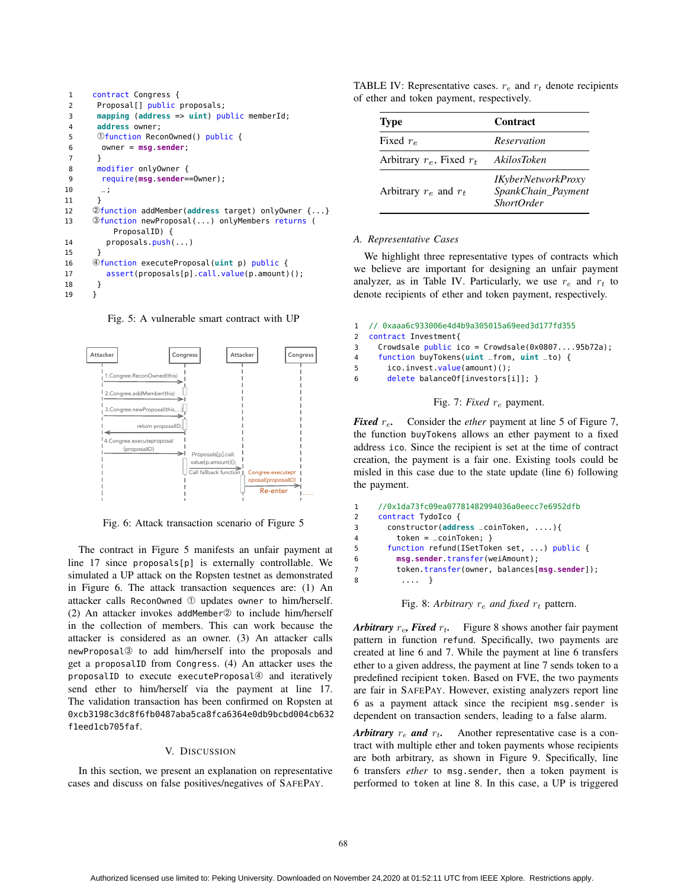```
1    contract Congress {
2     Proposal[] public proposals;
3     mapping (address => uint) public memberId;
4     address owner;
5     ①function ReconOwned() public {
6      owner = msg.sender;
7     }
8     modifier onlyOwner {
9      require(msg.sender==Owner);
10     _;
11    }
12   ②function addMember(address target) onlyOwner {...}
13   ③function newProposal(...) onlyMembers returns (
        ProposalID) {
14      proposals.push(...)
15    }
16   ④function executeProposal(uint p) public {
17      assert(proposals[p].call.value(p.amount)();
18    }
19   }
```

Fig. 5: A vulnerable smart contract with UP

Fig. 6: Attack transaction scenario of Figure 5

The contract in Figure 5 manifests an unfair payment at line 17 since `proposals[p]` is externally controllable. We simulated a UP attack on the Ropsten testnet as demonstrated in Figure 6. The attack transaction sequences are: (1) An attacker calls `ReconOwned` ① updates `owner` to him/herself. (2) An attacker invokes `addMember`② to include him/herself in the collection of members. This can work because the attacker is considered as an owner. (3) An attacker calls `newProposal`③ to add him/herself into the proposals and get a `proposalID` from `Congress`. (4) An attacker uses the `proposalID` to execute `executeProposal`④ and iteratively send ether to him/herself via the payment at line 17. The validation transaction has been confirmed on Ropsten at 0xcb3198c3dc8f6fb0487aba5ca8fca6364e0db9bcbd004cb632f1eed1cb705faf.

## V. Discussion

In this section, we present an explanation on representative cases and discuss on false positives/negatives of SafePay.

TABLE IV: Representative cases. $r_e$ and $r_t$ denote recipients of ether and token payment, respectively.

| Type | Contract |
|---|---|
| Fixed $r_e$ | *Reservation* |
| Arbitrary $r_e$, Fixed $r_t$ | *AkilosToken* |
| Arbitrary $r_e$ and $r_t$ | *IKyberNetworkProxy* *SpankChain_Payment* *ShortOrder* |

### A. Representative Cases

We highlight three representative types of contracts which we believe are important for designing an unfair payment analyzer, as in Table IV. Particularly, we use $r_e$ and $r_t$ to denote recipients of ether and token payment, respectively.

```
1   // 0xaaa6c933006e4d4b9a305015a69eed3d177fd355
2   contract Investment{
3     Crowdsale public ico = Crowdsale(0x0807....95b72a);
4     function buyTokens(uint _from, uint _to) {
5       ico.invest.value(amount)();
6       delete balanceOf[investors[i]]; }
```

Fig. 7: *Fixed* $r_e$ payment.

***Fixed*** $r_e$. Consider the *ether* payment at line 5 of Figure 7, the function `buyTokens` allows an ether payment to a fixed address `ico`. Since the recipient is set at the time of contract creation, the payment is a fair one. Existing tools could be misled in this case due to the state update (line 6) following the payment.

```
1    //0x1da73fc09ea07781482994036a0eecc7e6952dfb
2    contract TydoIco {
3      constructor(address _coinToken, ....){
4        token = _coinToken; }
5      function refund(ISetToken set, ...) public {
6        msg.sender.transfer(weiAmount);
7        token.transfer(owner, balances[msg.sender]);
8         ....  }
```

Fig. 8: *Arbitrary* $r_e$ *and fixed* $r_t$ pattern.

***Arbitrary*** $r_e$***, Fixed*** $r_t$. Figure 8 shows another fair payment pattern in function `refund`. Specifically, two payments are created at line 6 and 7. While the payment at line 6 transfers ether to a given address, the payment at line 7 sends token to a predefined recipient `token`. Based on FVE, the two payments are fair in SafePay. However, existing analyzers report line 6 as a payment attack since the recipient `msg.sender` is dependent on transaction senders, leading to a false alarm.

***Arbitrary*** $r_e$ ***and*** $r_t$. Another representative case is a contract with multiple ether and token payments whose recipients are both arbitrary, as shown in Figure 9. Specifically, line 6 transfers *ether* to `msg.sender`, then a token payment is performed to `token` at line 8. In this case, a UP is triggered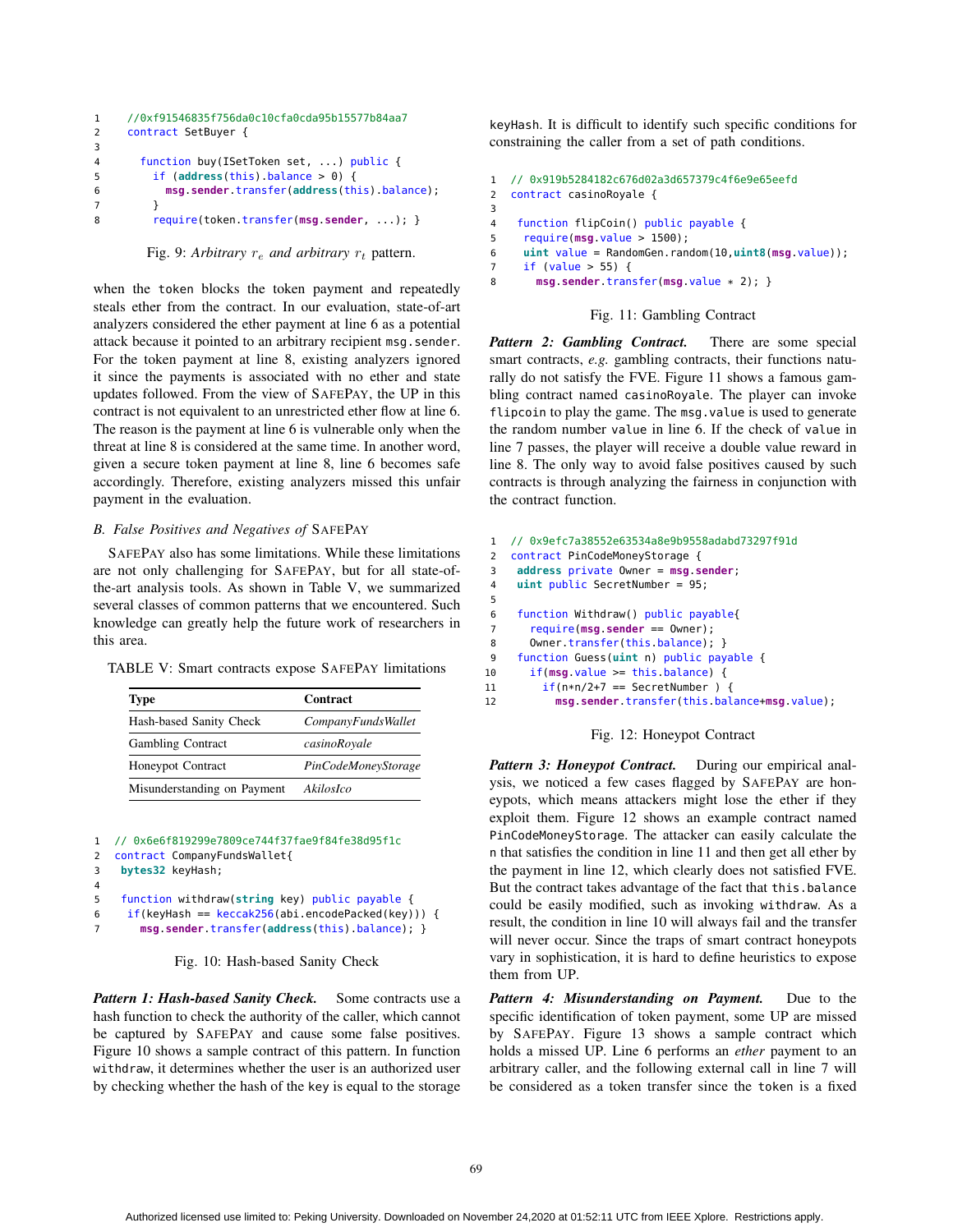```
1     //0xf91546835f756da0c10cfa0cda95b15577b84aa7
2     contract SetBuyer {
3
4       function buy(ISetToken set, ...) public {
5         if (address(this).balance > 0) {
6           msg.sender.transfer(address(this).balance);
7         }
8         require(token.transfer(msg.sender, ...); }
```

Fig. 9: *Arbitrary* $r_e$ *and arbitrary* $r_t$ pattern.

when the token blocks the token payment and repeatedly steals ether from the contract. In our evaluation, state-of-art analyzers considered the ether payment at line 6 as a potential attack because it pointed to an arbitrary recipient msg.sender. For the token payment at line 8, existing analyzers ignored it since the payments is associated with no ether and state updates followed. From the view of SAFEPAY, the UP in this contract is not equivalent to an unrestricted ether flow at line 6. The reason is the payment at line 6 is vulnerable only when the threat at line 8 is considered at the same time. In another word, given a secure token payment at line 8, line 6 becomes safe accordingly. Therefore, existing analyzers missed this unfair payment in the evaluation.

### *B. False Positives and Negatives of* SAFEPAY

SAFEPAY also has some limitations. While these limitations are not only challenging for SAFEPAY, but for all state-of-the-art analysis tools. As shown in Table V, we summarized several classes of common patterns that we encountered. Such knowledge can greatly help the future work of researchers in this area.

TABLE V: Smart contracts expose SAFEPAY limitations

| Type | Contract |
|---|---|
| Hash-based Sanity Check | *CompanyFundsWallet* |
| Gambling Contract | *casinoRoyale* |
| Honeypot Contract | *PinCodeMoneyStorage* |
| Misunderstanding on Payment | *AkilosIco* |

```
1  // 0x6e6f819299e7809ce744f37fae9f84fe38d95f1c
2  contract CompanyFundsWallet{
3   bytes32 keyHash;
4
5   function withdraw(string key) public payable {
6    if(keyHash == keccak256(abi.encodePacked(key))) {
7      msg.sender.transfer(address(this).balance); }
```

Fig. 10: Hash-based Sanity Check

***Pattern 1: Hash-based Sanity Check.*** Some contracts use a hash function to check the authority of the caller, which cannot be captured by SAFEPAY and cause some false positives. Figure 10 shows a sample contract of this pattern. In function withdraw, it determines whether the user is an authorized user by checking whether the hash of the key is equal to the storage keyHash. It is difficult to identify such specific conditions for constraining the caller from a set of path conditions.

```
1  // 0x919b5284182c676d02a3d657379c4f6e9e65eefd
2  contract casinoRoyale {
3
4   function flipCoin() public payable {
5    require(msg.value > 1500);
6    uint value = RandomGen.random(10,uint8(msg.value));
7    if (value > 55) {
8      msg.sender.transfer(msg.value * 2); }
```

Fig. 11: Gambling Contract

***Pattern 2: Gambling Contract.*** There are some special smart contracts, *e.g.* gambling contracts, their functions naturally do not satisfy the FVE. Figure 11 shows a famous gambling contract named casinoRoyale. The player can invoke flipcoin to play the game. The msg.value is used to generate the random number value in line 6. If the check of value in line 7 passes, the player will receive a double value reward in line 8. The only way to avoid false positives caused by such contracts is through analyzing the fairness in conjunction with the contract function.

```
1  // 0x9efc7a38552e63534a8e9b9558adabd73297f91d
2  contract PinCodeMoneyStorage {
3   address private Owner = msg.sender;
4   uint public SecretNumber = 95;
5
6   function Withdraw() public payable{
7     require(msg.sender == Owner);
8     Owner.transfer(this.balance); }
9   function Guess(uint n) public payable {
10    if(msg.value >= this.balance) {
11      if(n*n/2+7 == SecretNumber ) {
12        msg.sender.transfer(this.balance+msg.value);
```

Fig. 12: Honeypot Contract

***Pattern 3: Honeypot Contract.*** During our empirical analysis, we noticed a few cases flagged by SAFEPAY are honeypots, which means attackers might lose the ether if they exploit them. Figure 12 shows an example contract named PinCodeMoneyStorage. The attacker can easily calculate the n that satisfies the condition in line 11 and then get all ether by the payment in line 12, which clearly does not satisfied FVE. But the contract takes advantage of the fact that this.balance could be easily modified, such as invoking withdraw. As a result, the condition in line 10 will always fail and the transfer will never occur. Since the traps of smart contract honeypots vary in sophistication, it is hard to define heuristics to expose them from UP.

***Pattern 4: Misunderstanding on Payment.*** Due to the specific identification of token payment, some UP are missed by SAFEPAY. Figure 13 shows a sample contract which holds a missed UP. Line 6 performs an *ether* payment to an arbitrary caller, and the following external call in line 7 will be considered as a token transfer since the token is a fixed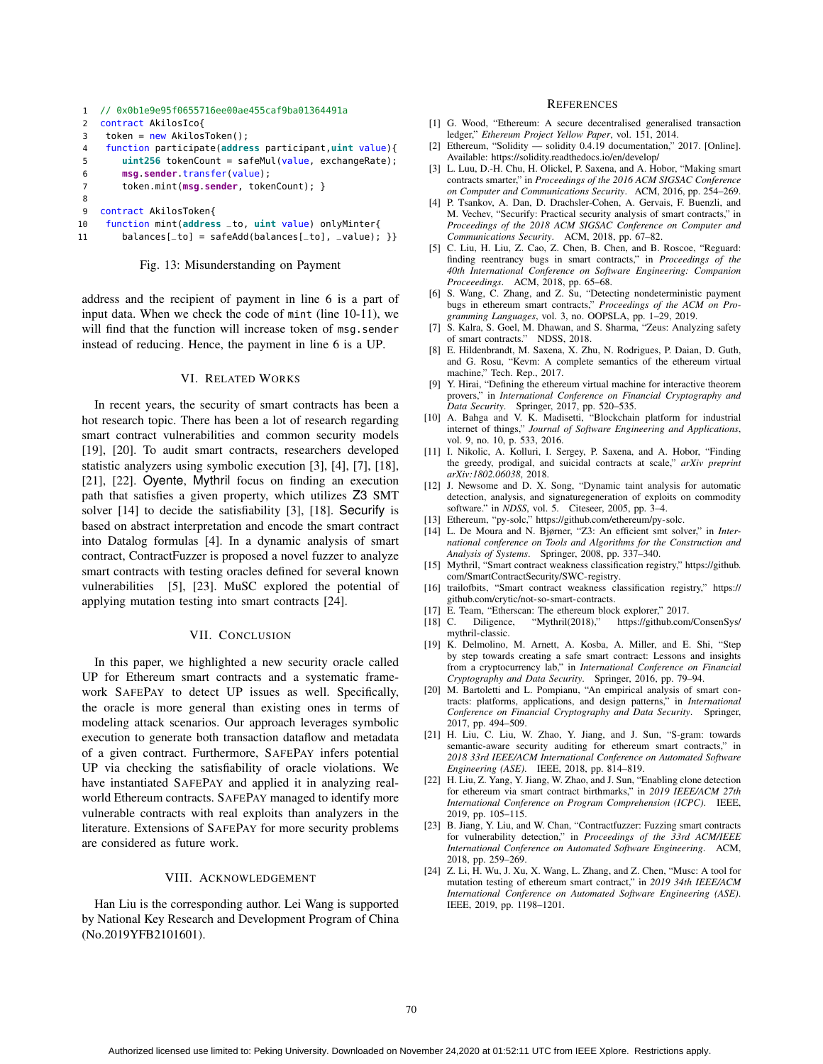```
1  // 0x0b1e9e95f0655716ee00ae455caf9ba01364491a
2  contract AkilosIco{
3   token = new AkilosToken();
4   function participate(address participant,uint value){
5      uint256 tokenCount = safeMul(value, exchangeRate);
6      msg.sender.transfer(value);
7      token.mint(msg.sender, tokenCount); }
8
9  contract AkilosToken{
10  function mint(address _to, uint value) onlyMinter{
11     balances[_to] = safeAdd(balances[_to], _value); }}
```

Fig. 13: Misunderstanding on Payment

address and the recipient of payment in line 6 is a part of input data. When we check the code of `mint` (line 10-11), we will find that the function will increase token of `msg.sender` instead of reducing. Hence, the payment in line 6 is a UP.

## VI. Related Works

In recent years, the security of smart contracts has been a hot research topic. There has been a lot of research regarding smart contract vulnerabilities and common security models [19], [20]. To audit smart contracts, researchers developed statistic analyzers using symbolic execution [3], [4], [7], [18], [21], [22]. Oyente, Mythril focus on finding an execution path that satisfies a given property, which utilizes Z3 SMT solver [14] to decide the satisfiability [3], [18]. Securify is based on abstract interpretation and encode the smart contract into Datalog formulas [4]. In a dynamic analysis of smart contract, ContractFuzzer is proposed a novel fuzzer to analyze smart contracts with testing oracles defined for several known vulnerabilities [5], [23]. MuSC explored the potential of applying mutation testing into smart contracts [24].

## VII. Conclusion

In this paper, we highlighted a new security oracle called UP for Ethereum smart contracts and a systematic framework SafePay to detect UP issues as well. Specifically, the oracle is more general than existing ones in terms of modeling attack scenarios. Our approach leverages symbolic execution to generate both transaction dataflow and metadata of a given contract. Furthermore, SafePay infers potential UP via checking the satisfiability of oracle violations. We have instantiated SafePay and applied it in analyzing real-world Ethereum contracts. SafePay managed to identify more vulnerable contracts with real exploits than analyzers in the literature. Extensions of SafePay for more security problems are considered as future work.

## VIII. Acknowledgement

Han Liu is the corresponding author. Lei Wang is supported by National Key Research and Development Program of China (No.2019YFB2101601).

## References

[1] G. Wood, "Ethereum: A secure decentralised generalised transaction ledger," *Ethereum Project Yellow Paper*, vol. 151, 2014.

[2] Ethereum, "Solidity — solidity 0.4.19 documentation," 2017. [Online]. Available: https://solidity.readthedocs.io/en/develop/

[3] L. Luu, D.-H. Chu, H. Olickel, P. Saxena, and A. Hobor, "Making smart contracts smarter," in *Proceedings of the 2016 ACM SIGSAC Conference on Computer and Communications Security*. ACM, 2016, pp. 254–269.

[4] P. Tsankov, A. Dan, D. Drachsler-Cohen, A. Gervais, F. Buenzli, and M. Vechev, "Securify: Practical security analysis of smart contracts," in *Proceedings of the 2018 ACM SIGSAC Conference on Computer and Communications Security*. ACM, 2018, pp. 67–82.

[5] C. Liu, H. Liu, Z. Cao, Z. Chen, B. Chen, and B. Roscoe, "Reguard: finding reentrancy bugs in smart contracts," in *Proceedings of the 40th International Conference on Software Engineering: Companion Proceeedings*. ACM, 2018, pp. 65–68.

[6] S. Wang, C. Zhang, and Z. Su, "Detecting nondeterministic payment bugs in ethereum smart contracts," *Proceedings of the ACM on Programming Languages*, vol. 3, no. OOPSLA, pp. 1–29, 2019.

[7] S. Kalra, S. Goel, M. Dhawan, and S. Sharma, "Zeus: Analyzing safety of smart contracts." NDSS, 2018.

[8] E. Hildenbrandt, M. Saxena, X. Zhu, N. Rodrigues, P. Daian, D. Guth, and G. Rosu, "Kevm: A complete semantics of the ethereum virtual machine," Tech. Rep., 2017.

[9] Y. Hirai, "Defining the ethereum virtual machine for interactive theorem provers," in *International Conference on Financial Cryptography and Data Security*. Springer, 2017, pp. 520–535.

[10] A. Bahga and V. K. Madisetti, "Blockchain platform for industrial internet of things," *Journal of Software Engineering and Applications*, vol. 9, no. 10, p. 533, 2016.

[11] I. Nikolic, A. Kolluri, I. Sergey, P. Saxena, and A. Hobor, "Finding the greedy, prodigal, and suicidal contracts at scale," *arXiv preprint arXiv:1802.06038*, 2018.

[12] J. Newsome and D. X. Song, "Dynamic taint analysis for automatic detection, analysis, and signaturegeneration of exploits on commodity software." in *NDSS*, vol. 5. Citeseer, 2005, pp. 3–4.

[13] Ethereum, "py-solc," https://github.com/ethereum/py-solc.

[14] L. De Moura and N. Bjørner, "Z3: An efficient smt solver," in *International conference on Tools and Algorithms for the Construction and Analysis of Systems*. Springer, 2008, pp. 337–340.

[15] Mythril, "Smart contract weakness classification registry," https://github.com/SmartContractSecurity/SWC-registry.

[16] trailofbits, "Smart contract weakness classification registry," https://github.com/crytic/not-so-smart-contracts.

[17] E. Team, "Etherscan: The ethereum block explorer," 2017.

[18] C. Diligence, "Mythril(2018)," https://github.com/ConsenSys/mythril-classic.

[19] K. Delmolino, M. Arnett, A. Kosba, A. Miller, and E. Shi, "Step by step towards creating a safe smart contract: Lessons and insights from a cryptocurrency lab," in *International Conference on Financial Cryptography and Data Security*. Springer, 2016, pp. 79–94.

[20] M. Bartoletti and L. Pompianu, "An empirical analysis of smart contracts: platforms, applications, and design patterns," in *International Conference on Financial Cryptography and Data Security*. Springer, 2017, pp. 494–509.

[21] H. Liu, C. Liu, W. Zhao, Y. Jiang, and J. Sun, "S-gram: towards semantic-aware security auditing for ethereum smart contracts," in *2018 33rd IEEE/ACM International Conference on Automated Software Engineering (ASE)*. IEEE, 2018, pp. 814–819.

[22] H. Liu, Z. Yang, Y. Jiang, W. Zhao, and J. Sun, "Enabling clone detection for ethereum via smart contract birthmarks," in *2019 IEEE/ACM 27th International Conference on Program Comprehension (ICPC)*. IEEE, 2019, pp. 105–115.

[23] B. Jiang, Y. Liu, and W. Chan, "Contractfuzzer: Fuzzing smart contracts for vulnerability detection," in *Proceedings of the 33rd ACM/IEEE International Conference on Automated Software Engineering*. ACM, 2018, pp. 259–269.

[24] Z. Li, H. Wu, J. Xu, X. Wang, L. Zhang, and Z. Chen, "Musc: A tool for mutation testing of ethereum smart contract," in *2019 34th IEEE/ACM International Conference on Automated Software Engineering (ASE)*. IEEE, 2019, pp. 1198–1201.